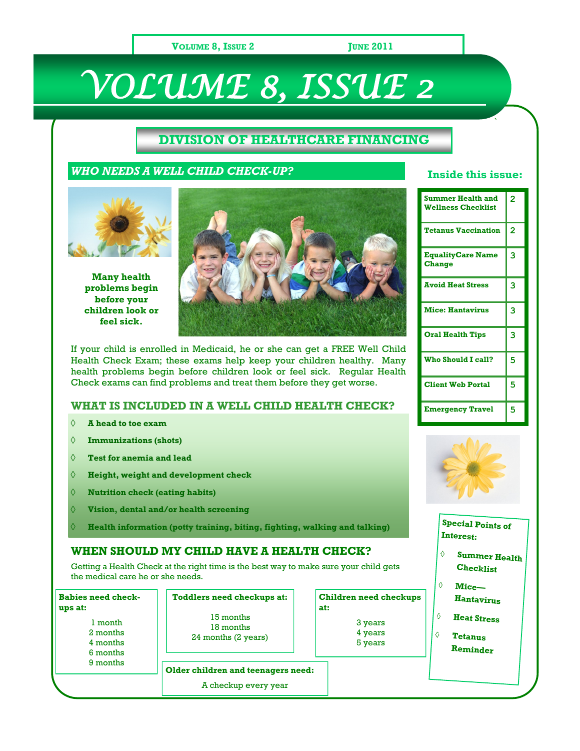# VOLUME 8, ISSUE 2

June 2011

## DIVISION OF HEALTHCARE FINANCING

### WHO NEEDS A WELL CHILD CHECK-UP?

**Many health problems begin before your children look or feel sick.**

If your child is enrolled in Medicaid, he or she can get a FREE Well Child Health Check Exam; these exams help keep your children healthy. Many health problems begin before children look or feel sick. Regular Health Check exams can find problems and treat them before they get worse.

### WHAT IS INCLUDED IN A WELL CHILD HEALTH CHECK?

- **A head to toe exam**
- **Immunizations (shots)**
- **Test for anemia and lead**
- **Height, weight and development check**
- **Nutrition check (eating habits)**
- **Vision, dental and/or health screening**
- **Health information (potty training, biting, fighting, walking and talking)**

### WHEN SHOULD MY CHILD HAVE A HEALTH CHECK?

Getting a Health Check at the right time is the best way to make sure your child gets the medical care he or she needs.

**Babies need check-ups at:**

1 month
2 months
4 months
6 months
9 months

**Toddlers need checkups at:**

15 months
18 months
24 months (2 years)

**Children need checkups at:**

3 years
4 years
5 years

**Older children and teenagers need:**

A checkup every year

### Inside this issue:

| | |
|---|---|
| Summer Health and Wellness Checklist | 2 |
| Tetanus Vaccination | 2 |
| EqualityCare Name Change | 3 |
| Avoid Heat Stress | 3 |
| Mice: Hantavirus | 3 |
| Oral Health Tips | 3 |
| Who Should I call? | 5 |
| Client Web Portal | 5 |
| Emergency Travel | 5 |

**Special Points of Interest:**

- Summer Health Checklist
- Mice—Hantavirus
- Heat Stress
- Tetanus Reminder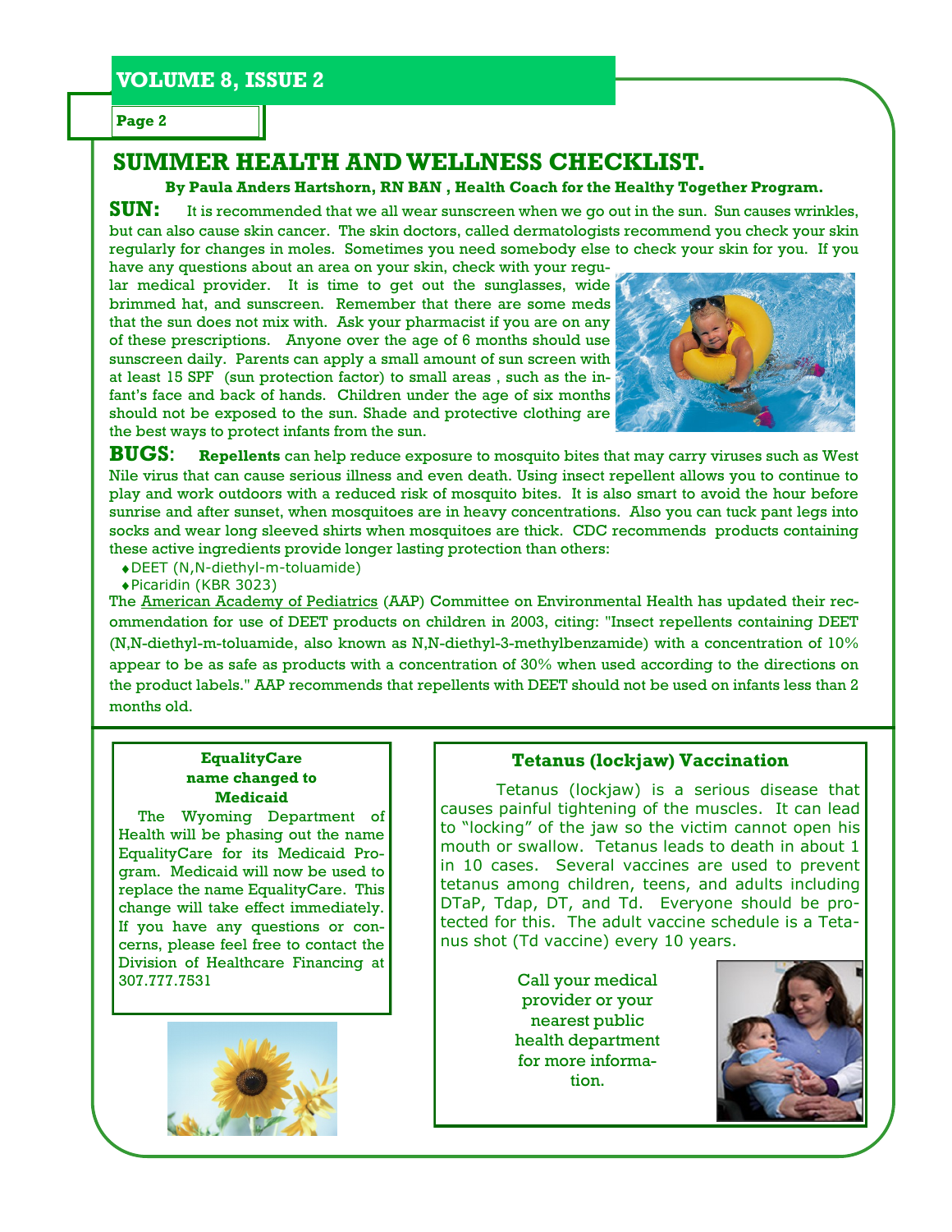# SUMMER HEALTH AND WELLNESS CHECKLIST.

**By Paula Anders Hartshorn, RN BAN , Health Coach for the Healthy Together Program.**

**SUN:** It is recommended that we all wear sunscreen when we go out in the sun. Sun causes wrinkles, but can also cause skin cancer. The skin doctors, called dermatologists recommend you check your skin regularly for changes in moles. Sometimes you need somebody else to check your skin for you. If you have any questions about an area on your skin, check with your regular medical provider. It is time to get out the sunglasses, wide brimmed hat, and sunscreen. Remember that there are some meds that the sun does not mix with. Ask your pharmacist if you are on any of these prescriptions. Anyone over the age of 6 months should use sunscreen daily. Parents can apply a small amount of sun screen with at least 15 SPF (sun protection factor) to small areas , such as the infant's face and back of hands. Children under the age of six months should not be exposed to the sun. Shade and protective clothing are the best ways to protect infants from the sun.

**BUGS:** **Repellents** can help reduce exposure to mosquito bites that may carry viruses such as West Nile virus that can cause serious illness and even death. Using insect repellent allows you to continue to play and work outdoors with a reduced risk of mosquito bites. It is also smart to avoid the hour before sunrise and after sunset, when mosquitoes are in heavy concentrations. Also you can tuck pant legs into socks and wear long sleeved shirts when mosquitoes are thick. CDC recommends products containing these active ingredients provide longer lasting protection than others:

- DEET (N,N-diethyl-m-toluamide)
- Picaridin (KBR 3023)

The American Academy of Pediatrics (AAP) Committee on Environmental Health has updated their recommendation for use of DEET products on children in 2003, citing: "Insect repellents containing DEET (N,N-diethyl-m-toluamide, also known as N,N-diethyl-3-methylbenzamide) with a concentration of 10% appear to be as safe as products with a concentration of 30% when used according to the directions on the product labels." AAP recommends that repellents with DEET should not be used on infants less than 2 months old.

### EqualityCare name changed to Medicaid

The Wyoming Department of Health will be phasing out the name EqualityCare for its Medicaid Program. Medicaid will now be used to replace the name EqualityCare. This change will take effect immediately. If you have any questions or concerns, please feel free to contact the Division of Healthcare Financing at 307.777.7531

### Tetanus (lockjaw) Vaccination

Tetanus (lockjaw) is a serious disease that causes painful tightening of the muscles. It can lead to "locking" of the jaw so the victim cannot open his mouth or swallow. Tetanus leads to death in about 1 in 10 cases. Several vaccines are used to prevent tetanus among children, teens, and adults including DTaP, Tdap, DT, and Td. Everyone should be protected for this. The adult vaccine schedule is a Tetanus shot (Td vaccine) every 10 years.

Call your medical provider or your nearest public health department for more information.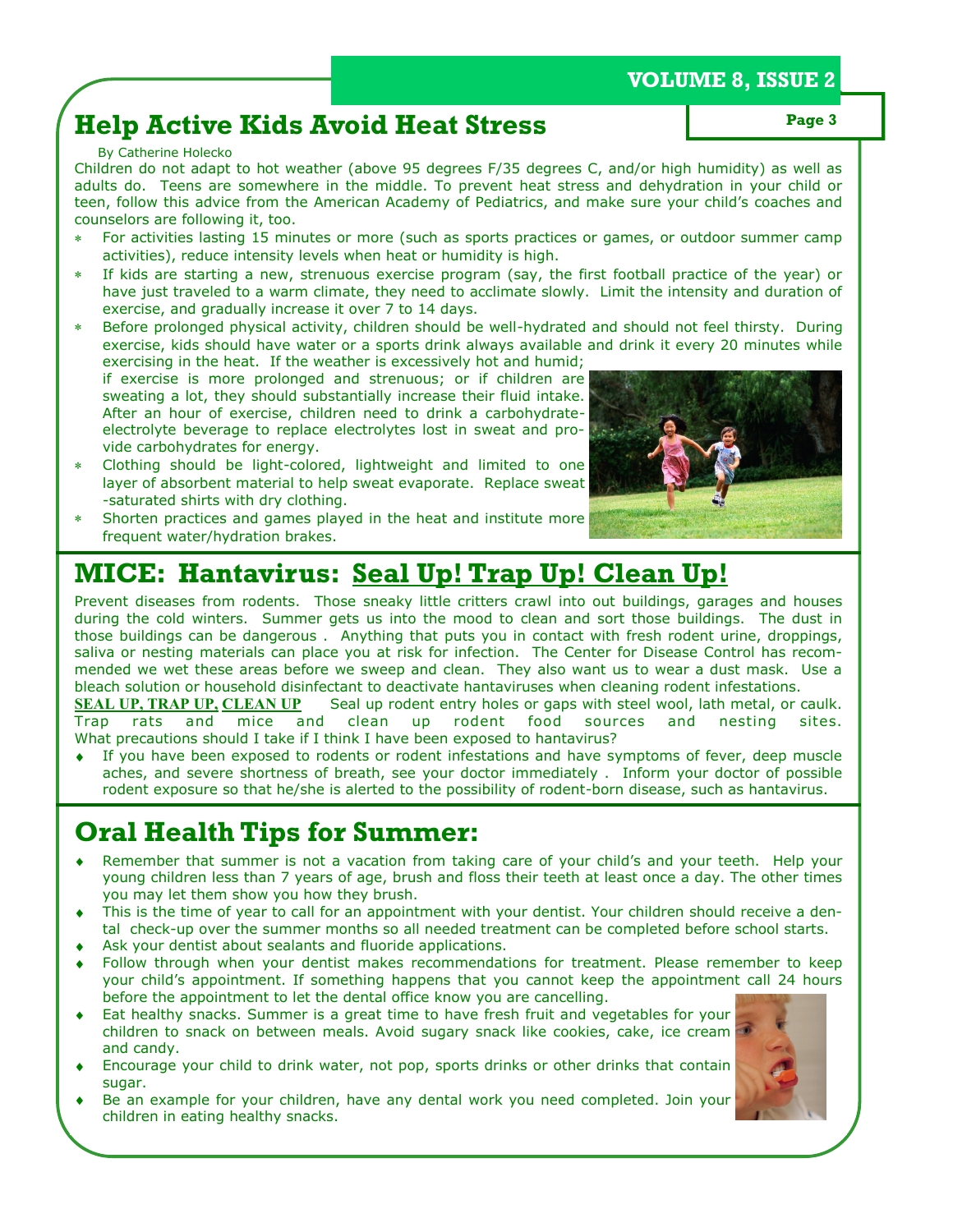## Help Active Kids Avoid Heat Stress

By Catherine Holecko

Children do not adapt to hot weather (above 95 degrees F/35 degrees C, and/or high humidity) as well as adults do. Teens are somewhere in the middle. To prevent heat stress and dehydration in your child or teen, follow this advice from the American Academy of Pediatrics, and make sure your child's coaches and counselors are following it, too.

- For activities lasting 15 minutes or more (such as sports practices or games, or outdoor summer camp activities), reduce intensity levels when heat or humidity is high.
- If kids are starting a new, strenuous exercise program (say, the first football practice of the year) or have just traveled to a warm climate, they need to acclimate slowly. Limit the intensity and duration of exercise, and gradually increase it over 7 to 14 days.
- Before prolonged physical activity, children should be well-hydrated and should not feel thirsty. During exercise, kids should have water or a sports drink always available and drink it every 20 minutes while exercising in the heat. If the weather is excessively hot and humid; if exercise is more prolonged and strenuous; or if children are sweating a lot, they should substantially increase their fluid intake. After an hour of exercise, children need to drink a carbohydrate-electrolyte beverage to replace electrolytes lost in sweat and provide carbohydrates for energy.
- Clothing should be light-colored, lightweight and limited to one layer of absorbent material to help sweat evaporate. Replace sweat-saturated shirts with dry clothing.
- Shorten practices and games played in the heat and institute more frequent water/hydration brakes.

## MICE: Hantavirus: Seal Up! Trap Up! Clean Up!

Prevent diseases from rodents. Those sneaky little critters crawl into out buildings, garages and houses during the cold winters. Summer gets us into the mood to clean and sort those buildings. The dust in those buildings can be dangerous . Anything that puts you in contact with fresh rodent urine, droppings, saliva or nesting materials can place you at risk for infection. The Center for Disease Control has recommended we wet these areas before we sweep and clean. They also want us to wear a dust mask. Use a bleach solution or household disinfectant to deactivate hantaviruses when cleaning rodent infestations.

**SEAL UP, TRAP UP, CLEAN UP** Seal up rodent entry holes or gaps with steel wool, lath metal, or caulk. Trap rats and mice and clean up rodent food sources and nesting sites.

What precautions should I take if I think I have been exposed to hantavirus?

- If you have been exposed to rodents or rodent infestations and have symptoms of fever, deep muscle aches, and severe shortness of breath, see your doctor immediately . Inform your doctor of possible rodent exposure so that he/she is alerted to the possibility of rodent-born disease, such as hantavirus.

## Oral Health Tips for Summer:

- Remember that summer is not a vacation from taking care of your child's and your teeth. Help your young children less than 7 years of age, brush and floss their teeth at least once a day. The other times you may let them show you how they brush.
- This is the time of year to call for an appointment with your dentist. Your children should receive a dental check-up over the summer months so all needed treatment can be completed before school starts.
- Ask your dentist about sealants and fluoride applications.
- Follow through when your dentist makes recommendations for treatment. Please remember to keep your child's appointment. If something happens that you cannot keep the appointment call 24 hours before the appointment to let the dental office know you are cancelling.
- Eat healthy snacks. Summer is a great time to have fresh fruit and vegetables for your children to snack on between meals. Avoid sugary snack like cookies, cake, ice cream and candy.
- Encourage your child to drink water, not pop, sports drinks or other drinks that contain sugar.
- Be an example for your children, have any dental work you need completed. Join your children in eating healthy snacks.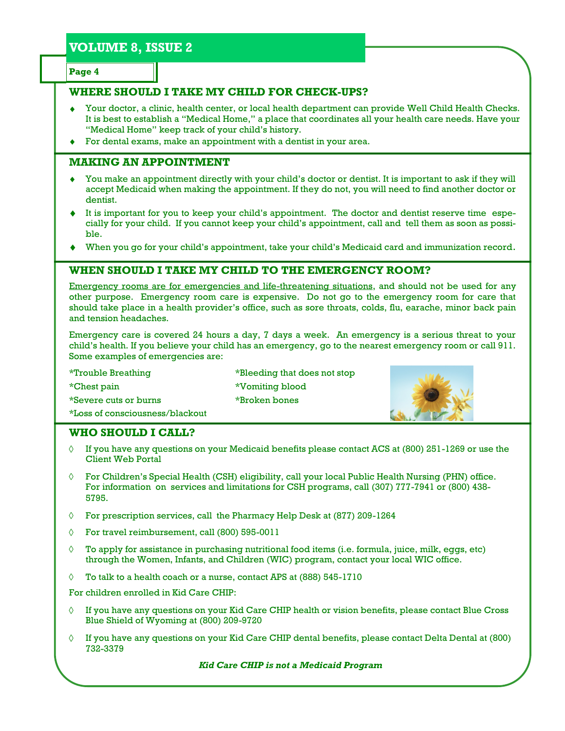## WHERE SHOULD I TAKE MY CHILD FOR CHECK-UPS?

- Your doctor, a clinic, health center, or local health department can provide Well Child Health Checks. It is best to establish a "Medical Home," a place that coordinates all your health care needs. Have your "Medical Home" keep track of your child's history.
- For dental exams, make an appointment with a dentist in your area.

## MAKING AN APPOINTMENT

- You make an appointment directly with your child's doctor or dentist. It is important to ask if they will accept Medicaid when making the appointment. If they do not, you will need to find another doctor or dentist.
- It is important for you to keep your child's appointment. The doctor and dentist reserve time especially for your child. If you cannot keep your child's appointment, call and tell them as soon as possible.
- When you go for your child's appointment, take your child's Medicaid card and immunization record.

## WHEN SHOULD I TAKE MY CHILD TO THE EMERGENCY ROOM?

<u>Emergency rooms are for emergencies and life-threatening situations</u>, and should not be used for any other purpose. Emergency room care is expensive. Do not go to the emergency room for care that should take place in a health provider's office, such as sore throats, colds, flu, earache, minor back pain and tension headaches.

Emergency care is covered 24 hours a day, 7 days a week. An emergency is a serious threat to your child's health. If you believe your child has an emergency, go to the nearest emergency room or call 911. Some examples of emergencies are:

*Trouble Breathing
*Chest pain
*Severe cuts or burns
*Loss of consciousness/blackout
*Bleeding that does not stop
*Vomiting blood
*Broken bones

## WHO SHOULD I CALL?

- If you have any questions on your Medicaid benefits please contact ACS at (800) 251-1269 or use the Client Web Portal
- For Children's Special Health (CSH) eligibility, call your local Public Health Nursing (PHN) office. For information on services and limitations for CSH programs, call (307) 777-7941 or (800) 438-5795.
- For prescription services, call the Pharmacy Help Desk at (877) 209-1264
- For travel reimbursement, call (800) 595-0011
- To apply for assistance in purchasing nutritional food items (i.e. formula, juice, milk, eggs, etc) through the Women, Infants, and Children (WIC) program, contact your local WIC office.
- To talk to a health coach or a nurse, contact APS at (888) 545-1710

For children enrolled in Kid Care CHIP:

- If you have any questions on your Kid Care CHIP health or vision benefits, please contact Blue Cross Blue Shield of Wyoming at (800) 209-9720
- If you have any questions on your Kid Care CHIP dental benefits, please contact Delta Dental at (800) 732-3379

***Kid Care CHIP is not a Medicaid Program***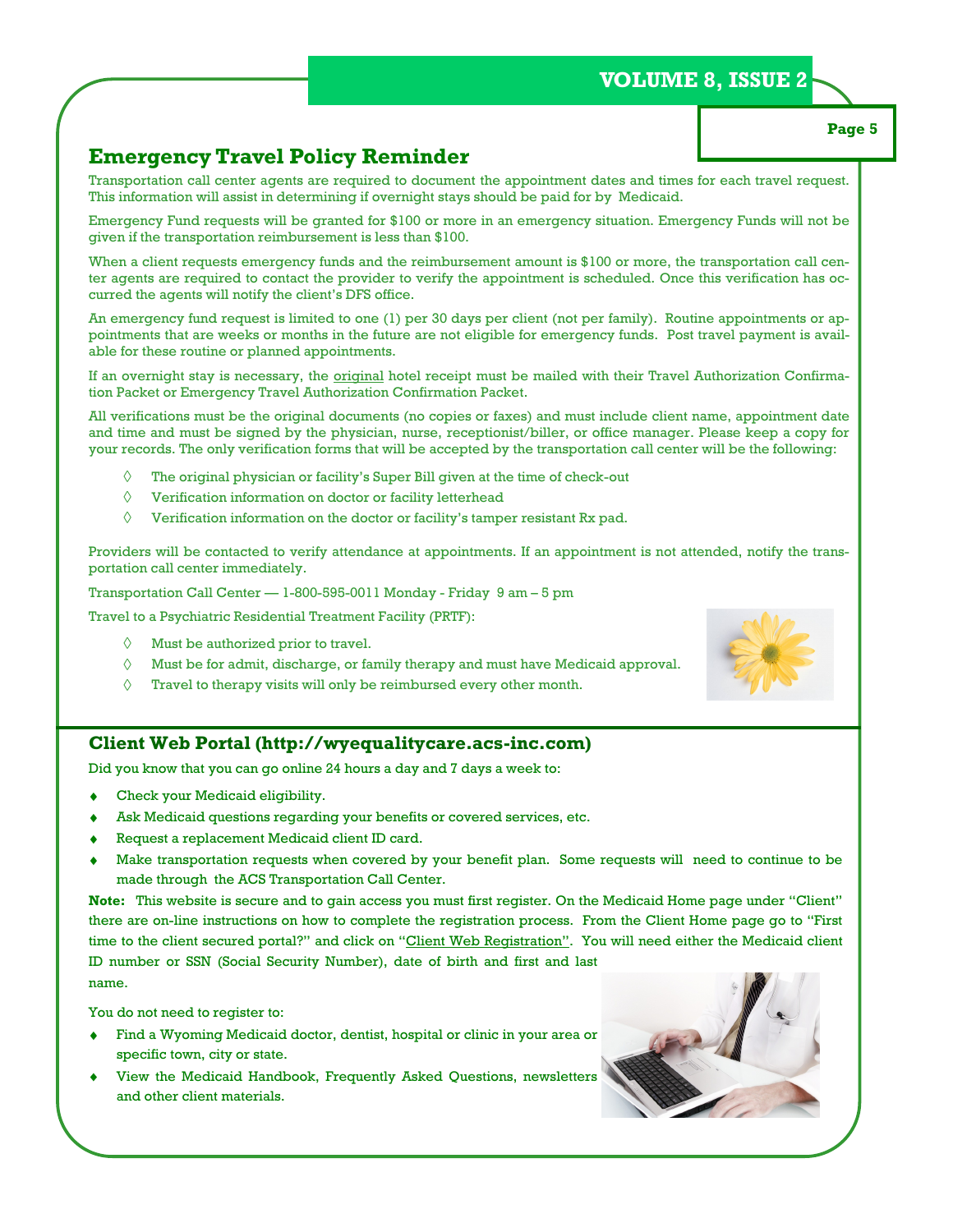## Emergency Travel Policy Reminder

Transportation call center agents are required to document the appointment dates and times for each travel request. This information will assist in determining if overnight stays should be paid for by Medicaid.

Emergency Fund requests will be granted for $100 or more in an emergency situation. Emergency Funds will not be given if the transportation reimbursement is less than $100.

When a client requests emergency funds and the reimbursement amount is $100 or more, the transportation call center agents are required to contact the provider to verify the appointment is scheduled. Once this verification has occurred the agents will notify the client's DFS office.

An emergency fund request is limited to one (1) per 30 days per client (not per family). Routine appointments or appointments that are weeks or months in the future are not eligible for emergency funds. Post travel payment is available for these routine or planned appointments.

If an overnight stay is necessary, the original hotel receipt must be mailed with their Travel Authorization Confirmation Packet or Emergency Travel Authorization Confirmation Packet.

All verifications must be the original documents (no copies or faxes) and must include client name, appointment date and time and must be signed by the physician, nurse, receptionist/biller, or office manager. Please keep a copy for your records. The only verification forms that will be accepted by the transportation call center will be the following:

- The original physician or facility's Super Bill given at the time of check-out
- Verification information on doctor or facility letterhead
- Verification information on the doctor or facility's tamper resistant Rx pad.

Providers will be contacted to verify attendance at appointments. If an appointment is not attended, notify the transportation call center immediately.

Transportation Call Center — 1-800-595-0011 Monday - Friday 9 am – 5 pm

Travel to a Psychiatric Residential Treatment Facility (PRTF):

- Must be authorized prior to travel.
- Must be for admit, discharge, or family therapy and must have Medicaid approval.
- Travel to therapy visits will only be reimbursed every other month.

## Client Web Portal (http://wyequalitycare.acs-inc.com)

Did you know that you can go online 24 hours a day and 7 days a week to:

- Check your Medicaid eligibility.
- Ask Medicaid questions regarding your benefits or covered services, etc.
- Request a replacement Medicaid client ID card.
- Make transportation requests when covered by your benefit plan. Some requests will need to continue to be made through the ACS Transportation Call Center.

**Note:** This website is secure and to gain access you must first register. On the Medicaid Home page under "Client" there are on-line instructions on how to complete the registration process. From the Client Home page go to "First time to the client secured portal?" and click on "Client Web Registration". You will need either the Medicaid client ID number or SSN (Social Security Number), date of birth and first and last name.

You do not need to register to:

- Find a Wyoming Medicaid doctor, dentist, hospital or clinic in your area or specific town, city or state.
- View the Medicaid Handbook, Frequently Asked Questions, newsletters and other client materials.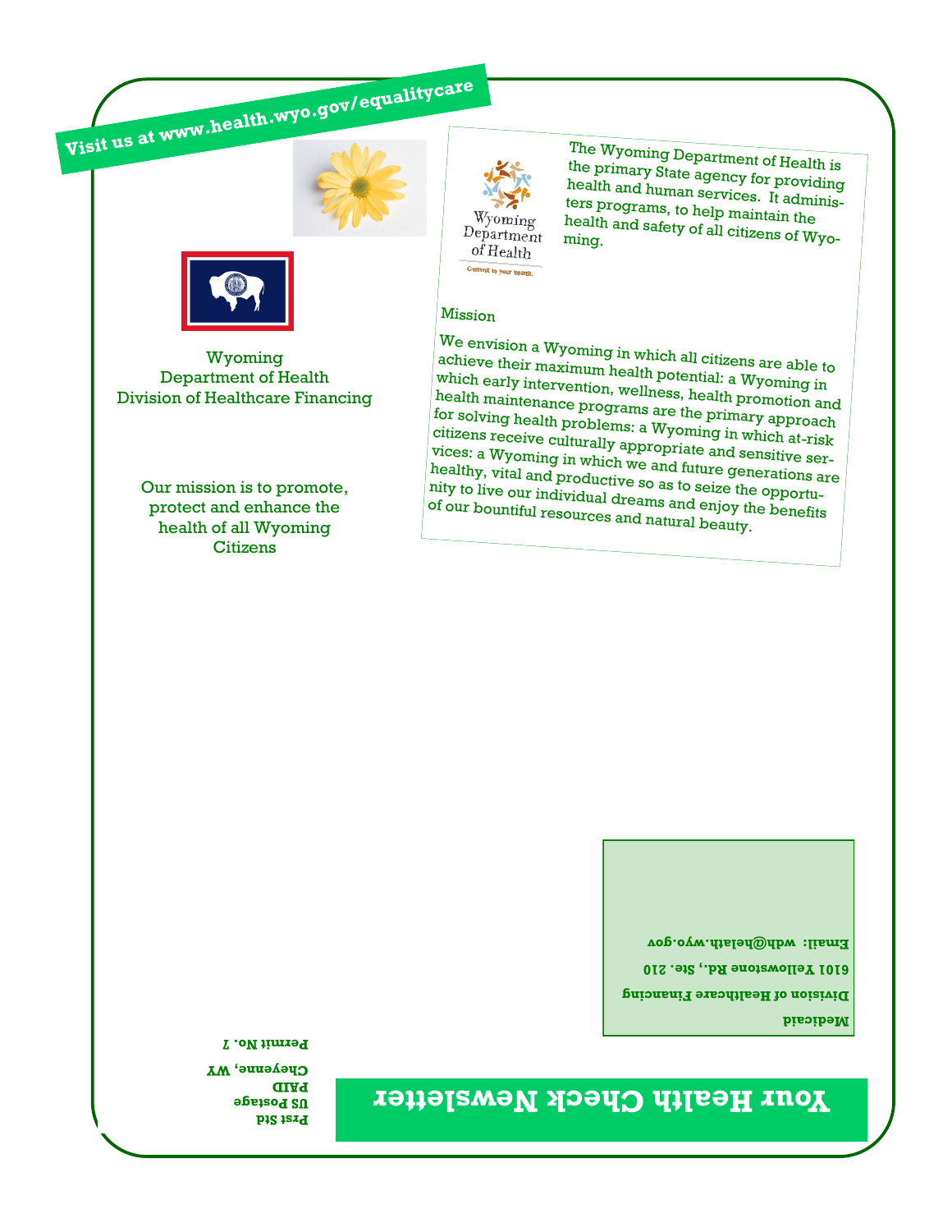Visit us at www.health.wyo.gov/equalitycare

Wyoming
Department of Health
Division of Healthcare Financing

Our mission is to promote, protect and enhance the health of all Wyoming Citizens

Wyoming Department of Health

Commit to your health.

The Wyoming Department of Health is the primary State agency for providing health and human services. It administers programs, to help maintain the health and safety of all citizens of Wyoming.

Mission

We envision a Wyoming in which all citizens are able to achieve their maximum health potential: a Wyoming in which early intervention, wellness, health promotion and health maintenance programs are the primary approach for solving health problems: a Wyoming in which at-risk citizens receive culturally appropriate and sensitive services: a Wyoming in which we and future generations are healthy, vital and productive so as to seize the opportunity to live our individual dreams and enjoy the benefits of our bountiful resources and natural beauty.

**Medicaid**
**Division of Healthcare Financing**
**6101 Yellowstone Rd., Ste. 210**
**Email: wdh@helath.wyo.gov**

**Prst Std**
**US Postage**
**PAID**
**Cheyenne, WY**
**Permit No. 7**

**Your Health Check Newsletter**